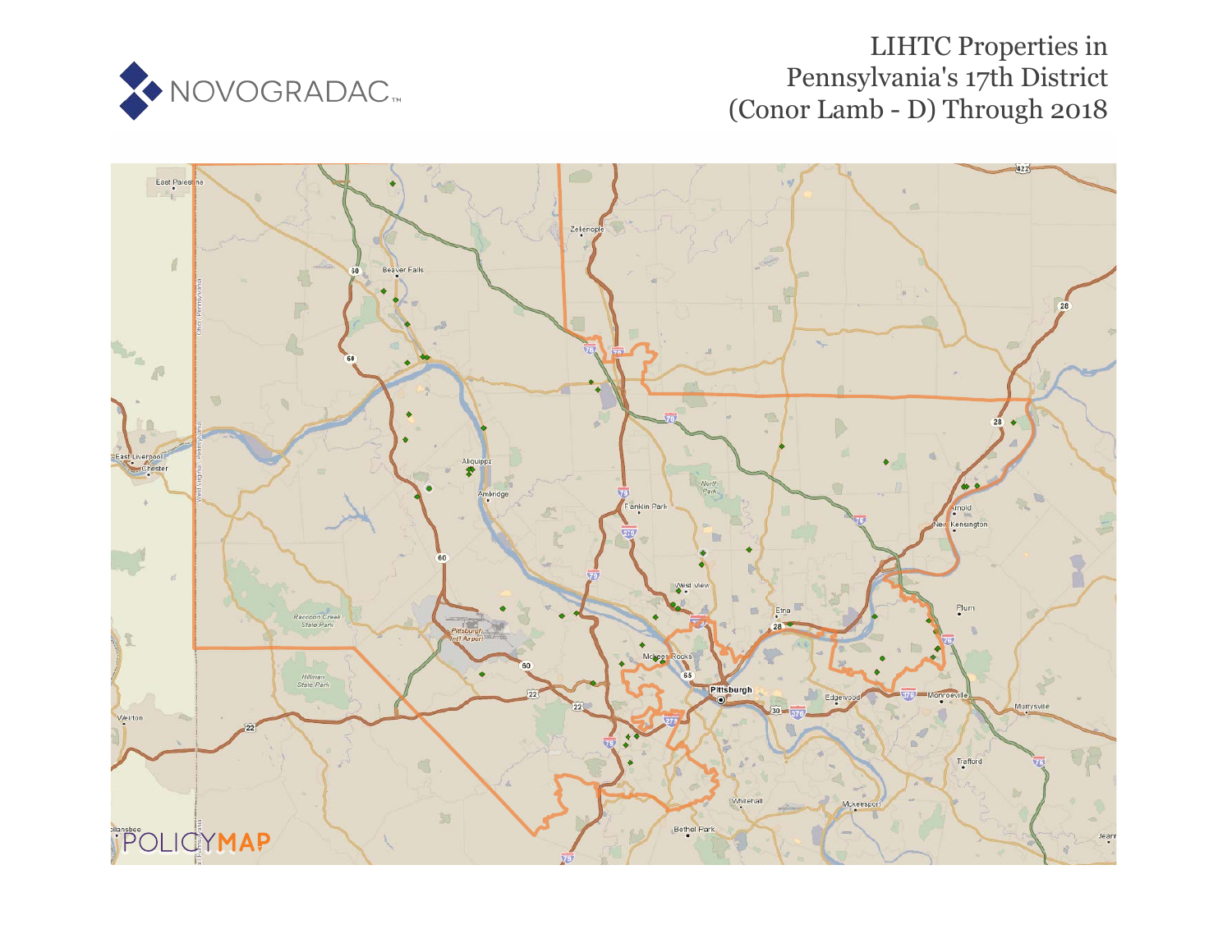# LIHTC Properties in Pennsylvania's 17th District (Conor Lamb - D) Through 2018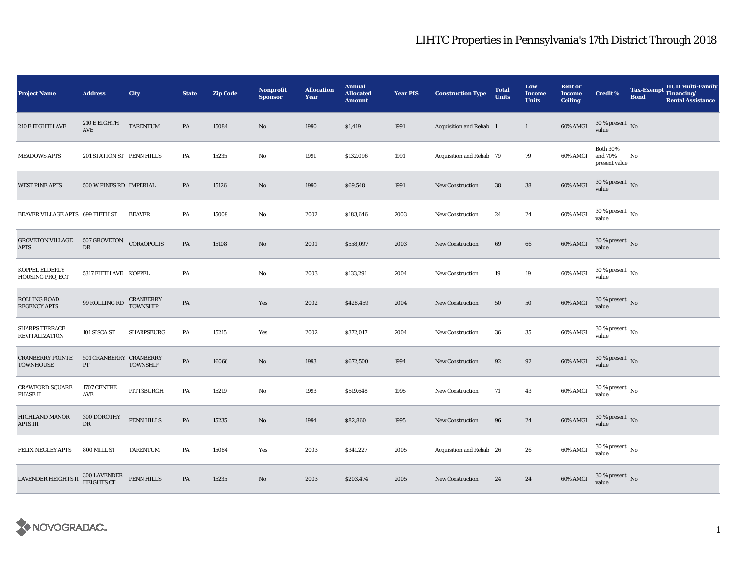# LIHTC Properties in Pennsylvania's 17th District Through 2018

| Project Name | Address | City | State | Zip Code | Nonprofit Sponsor | Allocation Year | Annual Allocated Amount | Year PIS | Construction Type | Total Units | Low Income Units | Rent or Income Ceiling | Credit % | Tax-Exempt Bond | HUD Multi-Family Financing/ Rental Assistance |
|---|---|---|---|---|---|---|---|---|---|---|---|---|---|---|---|
| 210 E EIGHTH AVE | 210 E EIGHTH AVE | TARENTUM | PA | 15084 | No | 1990 | $1,419 | 1991 | Acquisition and Rehab | 1 | 1 | 60% AMGI | 30 % present value | No | |
| MEADOWS APTS | 201 STATION ST | PENN HILLS | PA | 15235 | No | 1991 | $132,096 | 1991 | Acquisition and Rehab | 79 | 79 | 60% AMGI | Both 30% and 70% present value | No | |
| WEST PINE APTS | 500 W PINES RD | IMPERIAL | PA | 15126 | No | 1990 | $69,548 | 1991 | New Construction | 38 | 38 | 60% AMGI | 30 % present value | No | |
| BEAVER VILLAGE APTS | 699 FIFTH ST | BEAVER | PA | 15009 | No | 2002 | $183,646 | 2003 | New Construction | 24 | 24 | 60% AMGI | 30 % present value | No | |
| GROVETON VILLAGE APTS | 507 GROVETON DR | CORAOPOLIS | PA | 15108 | No | 2001 | $558,097 | 2003 | New Construction | 69 | 66 | 60% AMGI | 30 % present value | No | |
| KOPPEL ELDERLY HOUSING PROJECT | 5317 FIFTH AVE | KOPPEL | PA | | No | 2003 | $133,291 | 2004 | New Construction | 19 | 19 | 60% AMGI | 30 % present value | No | |
| ROLLING ROAD REGENCY APTS | 99 ROLLING RD | CRANBERRY TOWNSHIP | PA | | Yes | 2002 | $428,459 | 2004 | New Construction | 50 | 50 | 60% AMGI | 30 % present value | No | |
| SHARPS TERRACE REVITALIZATION | 101 SISCA ST | SHARPSBURG | PA | 15215 | Yes | 2002 | $372,017 | 2004 | New Construction | 36 | 35 | 60% AMGI | 30 % present value | No | |
| CRANBERRY POINTE TOWNHOUSE | 501 CRANBERRY PT | CRANBERRY TOWNSHIP | PA | 16066 | No | 1993 | $672,500 | 1994 | New Construction | 92 | 92 | 60% AMGI | 30 % present value | No | |
| CRAWFORD SQUARE PHASE II | 1707 CENTRE AVE | PITTSBURGH | PA | 15219 | No | 1993 | $519,648 | 1995 | New Construction | 71 | 43 | 60% AMGI | 30 % present value | No | |
| HIGHLAND MANOR APTS III | 300 DOROTHY DR | PENN HILLS | PA | 15235 | No | 1994 | $82,860 | 1995 | New Construction | 96 | 24 | 60% AMGI | 30 % present value | No | |
| FELIX NEGLEY APTS | 800 MILL ST | TARENTUM | PA | 15084 | Yes | 2003 | $341,227 | 2005 | Acquisition and Rehab | 26 | 26 | 60% AMGI | 30 % present value | No | |
| LAVENDER HEIGHTS II | 300 LAVENDER HEIGHTS CT | PENN HILLS | PA | 15235 | No | 2003 | $203,474 | 2005 | New Construction | 24 | 24 | 60% AMGI | 30 % present value | No | |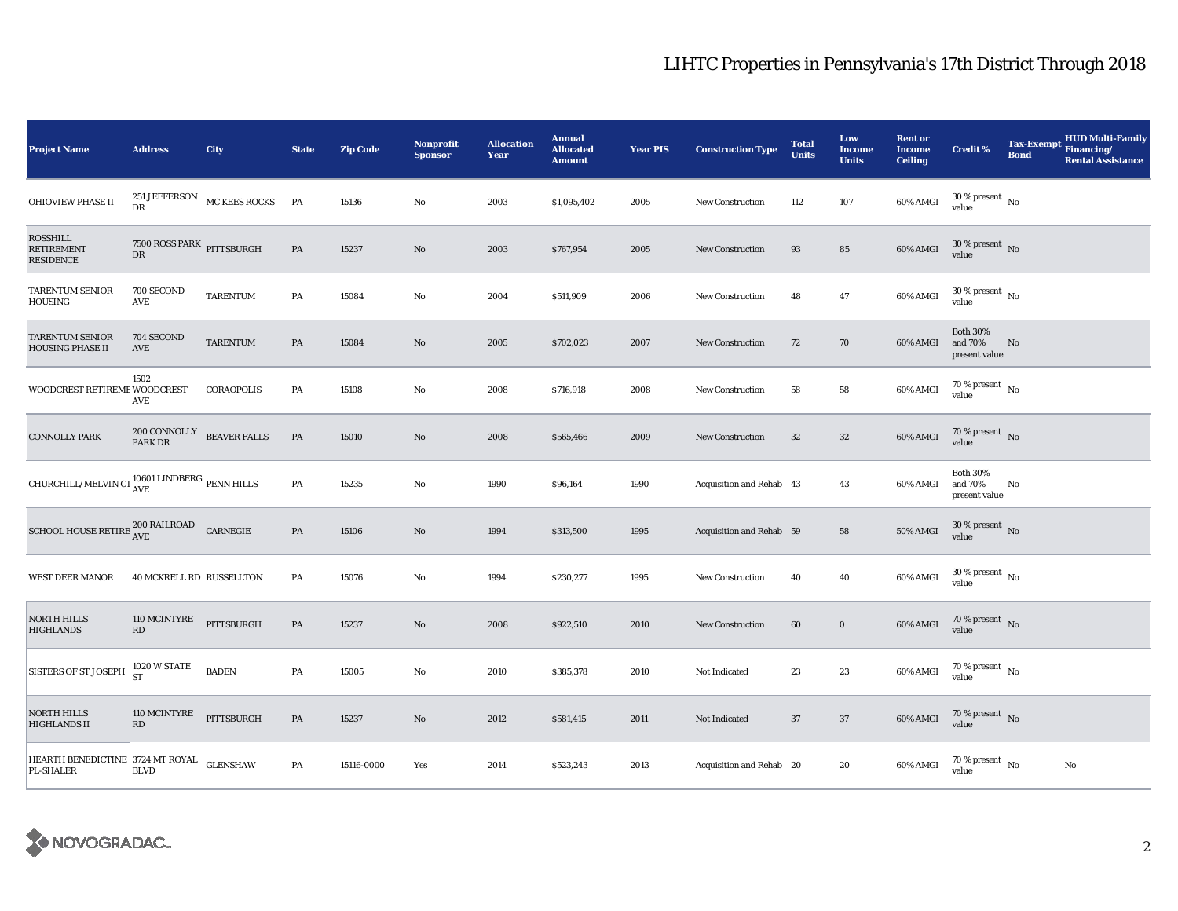# LIHTC Properties in Pennsylvania's 17th District Through 2018

| Project Name | Address | City | State | Zip Code | Nonprofit Sponsor | Allocation Year | Annual Allocated Amount | Year PIS | Construction Type | Total Units | Low Income Units | Rent or Income Ceiling | Credit % | Tax-Exempt Bond | HUD Multi-Family Financing/ Rental Assistance |
|---|---|---|---|---|---|---|---|---|---|---|---|---|---|---|---|
| OHIOVIEW PHASE II | 251 JEFFERSON DR | MC KEES ROCKS | PA | 15136 | No | 2003 | $1,095,402 | 2005 | New Construction | 112 | 107 | 60% AMGI | 30 % present value | No | |
| ROSSHILL RETIREMENT RESIDENCE | 7500 ROSS PARK DR | PITTSBURGH | PA | 15237 | No | 2003 | $767,954 | 2005 | New Construction | 93 | 85 | 60% AMGI | 30 % present value | No | |
| TARENTUM SENIOR HOUSING | 700 SECOND AVE | TARENTUM | PA | 15084 | No | 2004 | $511,909 | 2006 | New Construction | 48 | 47 | 60% AMGI | 30 % present value | No | |
| TARENTUM SENIOR HOUSING PHASE II | 704 SECOND AVE | TARENTUM | PA | 15084 | No | 2005 | $702,023 | 2007 | New Construction | 72 | 70 | 60% AMGI | Both 30% and 70% present value | No | |
| WOODCREST RETIREME | 1502 WOODCREST AVE | CORAOPOLIS | PA | 15108 | No | 2008 | $716,918 | 2008 | New Construction | 58 | 58 | 60% AMGI | 70 % present value | No | |
| CONNOLLY PARK | 200 CONNOLLY PARK DR | BEAVER FALLS | PA | 15010 | No | 2008 | $565,466 | 2009 | New Construction | 32 | 32 | 60% AMGI | 70 % present value | No | |
| CHURCHILL/MELVIN CT | 10601 LINDBERG AVE | PENN HILLS | PA | 15235 | No | 1990 | $96,164 | 1990 | Acquisition and Rehab | 43 | 43 | 60% AMGI | Both 30% and 70% present value | No | |
| SCHOOL HOUSE RETIRE | 200 RAILROAD AVE | CARNEGIE | PA | 15106 | No | 1994 | $313,500 | 1995 | Acquisition and Rehab | 59 | 58 | 50% AMGI | 30 % present value | No | |
| WEST DEER MANOR | 40 MCKRELL RD | RUSSELLTON | PA | 15076 | No | 1994 | $230,277 | 1995 | New Construction | 40 | 40 | 60% AMGI | 30 % present value | No | |
| NORTH HILLS HIGHLANDS | 110 MCINTYRE RD | PITTSBURGH | PA | 15237 | No | 2008 | $922,510 | 2010 | New Construction | 60 | 0 | 60% AMGI | 70 % present value | No | |
| SISTERS OF ST JOSEPH | 1020 W STATE ST | BADEN | PA | 15005 | No | 2010 | $385,378 | 2010 | Not Indicated | 23 | 23 | 60% AMGI | 70 % present value | No | |
| NORTH HILLS HIGHLANDS II | 110 MCINTYRE RD | PITTSBURGH | PA | 15237 | No | 2012 | $581,415 | 2011 | Not Indicated | 37 | 37 | 60% AMGI | 70 % present value | No | |
| HEARTH BENEDICTINE PL-SHALER | 3724 MT ROYAL BLVD | GLENSHAW | PA | 15116-0000 | Yes | 2014 | $523,243 | 2013 | Acquisition and Rehab | 20 | 20 | 60% AMGI | 70 % present value | No | No |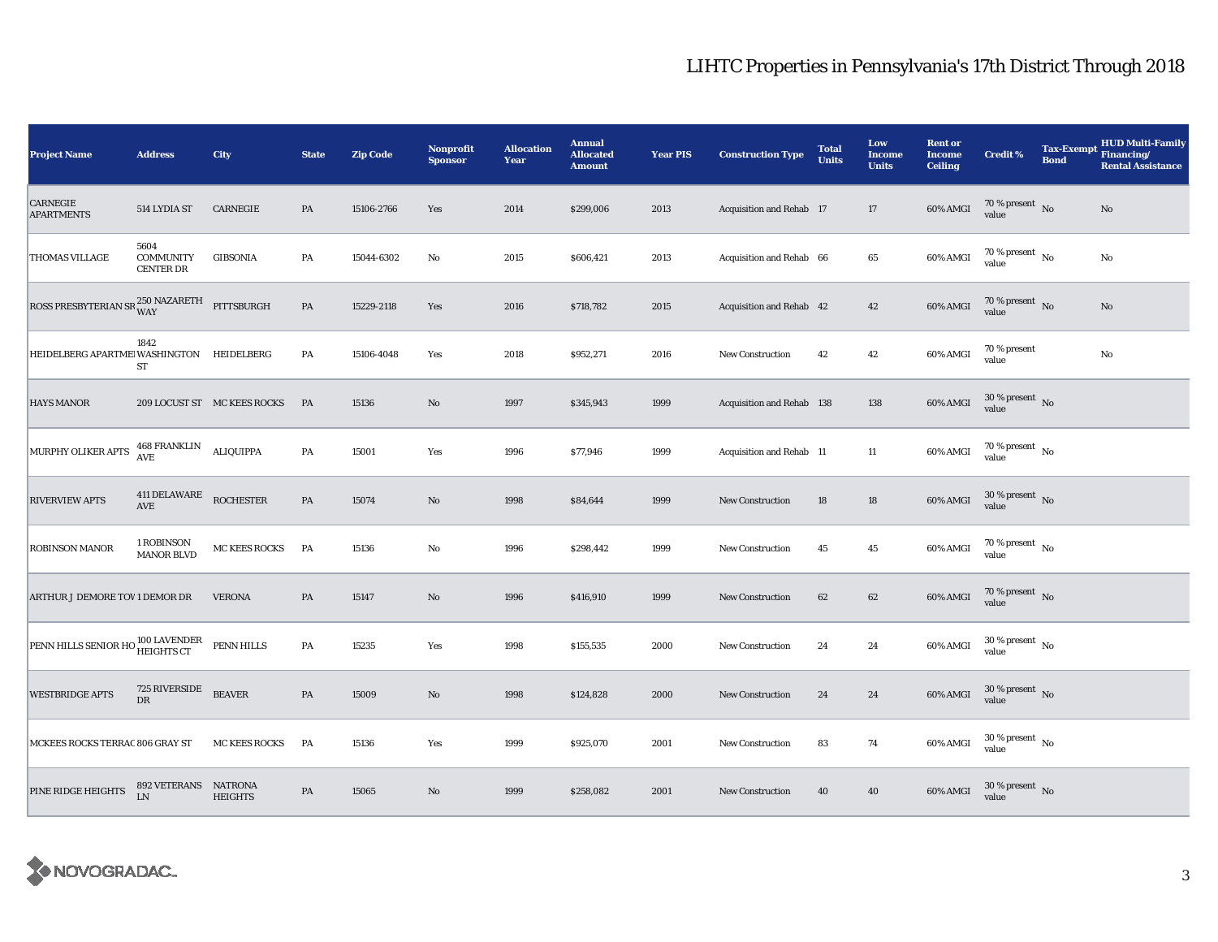# LIHTC Properties in Pennsylvania's 17th District Through 2018

| Project Name | Address | City | State | Zip Code | Nonprofit Sponsor | Allocation Year | Annual Allocated Amount | Year PIS | Construction Type | Total Units | Low Income Units | Rent or Income Ceiling | Credit % | Tax-Exempt Bond | HUD Multi-Family Financing/ Rental Assistance |
|---|---|---|---|---|---|---|---|---|---|---|---|---|---|---|---|
| CARNEGIE APARTMENTS | 514 LYDIA ST | CARNEGIE | PA | 15106-2766 | Yes | 2014 | $299,006 | 2013 | Acquisition and Rehab | 17 | 17 | 60% AMGI | 70 % present value | No | No |
| THOMAS VILLAGE | 5604 COMMUNITY CENTER DR | GIBSONIA | PA | 15044-6302 | No | 2015 | $606,421 | 2013 | Acquisition and Rehab | 66 | 65 | 60% AMGI | 70 % present value | No | No |
| ROSS PRESBYTERIAN SR | 250 NAZARETH WAY | PITTSBURGH | PA | 15229-2118 | Yes | 2016 | $718,782 | 2015 | Acquisition and Rehab | 42 | 42 | 60% AMGI | 70 % present value | No | No |
| HEIDELBERG APARTME | 1842 WASHINGTON ST | HEIDELBERG | PA | 15106-4048 | Yes | 2018 | $952,271 | 2016 | New Construction | 42 | 42 | 60% AMGI | 70 % present value | | No |
| HAYS MANOR | 209 LOCUST ST | MC KEES ROCKS | PA | 15136 | No | 1997 | $345,943 | 1999 | Acquisition and Rehab | 138 | 138 | 60% AMGI | 30 % present value | No | |
| MURPHY OLIKER APTS | 468 FRANKLIN AVE | ALIQUIPPA | PA | 15001 | Yes | 1996 | $77,946 | 1999 | Acquisition and Rehab | 11 | 11 | 60% AMGI | 70 % present value | No | |
| RIVERVIEW APTS | 411 DELAWARE AVE | ROCHESTER | PA | 15074 | No | 1998 | $84,644 | 1999 | New Construction | 18 | 18 | 60% AMGI | 30 % present value | No | |
| ROBINSON MANOR | 1 ROBINSON MANOR BLVD | MC KEES ROCKS | PA | 15136 | No | 1996 | $298,442 | 1999 | New Construction | 45 | 45 | 60% AMGI | 70 % present value | No | |
| ARTHUR J DEMORE TOV | 1 DEMOR DR | VERONA | PA | 15147 | No | 1996 | $416,910 | 1999 | New Construction | 62 | 62 | 60% AMGI | 70 % present value | No | |
| PENN HILLS SENIOR HO | 100 LAVENDER HEIGHTS CT | PENN HILLS | PA | 15235 | Yes | 1998 | $155,535 | 2000 | New Construction | 24 | 24 | 60% AMGI | 30 % present value | No | |
| WESTBRIDGE APTS | 725 RIVERSIDE DR | BEAVER | PA | 15009 | No | 1998 | $124,828 | 2000 | New Construction | 24 | 24 | 60% AMGI | 30 % present value | No | |
| MCKEES ROCKS TERRAC | 806 GRAY ST | MC KEES ROCKS | PA | 15136 | Yes | 1999 | $925,070 | 2001 | New Construction | 83 | 74 | 60% AMGI | 30 % present value | No | |
| PINE RIDGE HEIGHTS | 892 VETERANS LN | NATRONA HEIGHTS | PA | 15065 | No | 1999 | $258,082 | 2001 | New Construction | 40 | 40 | 60% AMGI | 30 % present value | No | |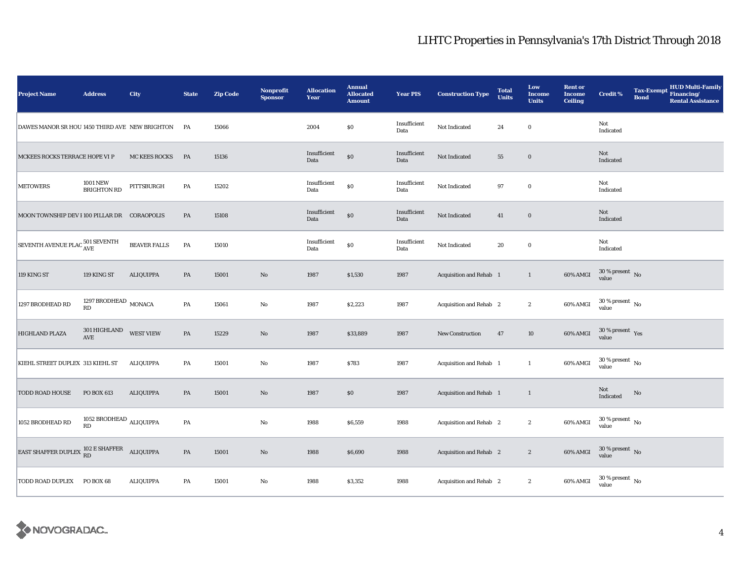# LIHTC Properties in Pennsylvania's 17th District Through 2018

| Project Name | Address | City | State | Zip Code | Nonprofit Sponsor | Allocation Year | Annual Allocated Amount | Year PIS | Construction Type | Total Units | Low Income Units | Rent or Income Ceiling | Credit % | Tax-Exempt Bond | HUD Multi-Family Financing/ Rental Assistance |
|---|---|---|---|---|---|---|---|---|---|---|---|---|---|---|---|
| DAWES MANOR SR HOU | 1450 THIRD AVE | NEW BRIGHTON | PA | 15066 | | 2004 | $0 | Insufficient Data | Not Indicated | 24 | 0 | | Not Indicated | | |
| MCKEES ROCKS TERRACE HOPE VI P | | MC KEES ROCKS | PA | 15136 | | Insufficient Data | $0 | Insufficient Data | Not Indicated | 55 | 0 | | Not Indicated | | |
| METOWERS | 1001 NEW BRIGHTON RD | PITTSBURGH | PA | 15202 | | Insufficient Data | $0 | Insufficient Data | Not Indicated | 97 | 0 | | Not Indicated | | |
| MOON TOWNSHIP DEV I | 100 PILLAR DR | CORAOPOLIS | PA | 15108 | | Insufficient Data | $0 | Insufficient Data | Not Indicated | 41 | 0 | | Not Indicated | | |
| SEVENTH AVENUE PLAC | 501 SEVENTH AVE | BEAVER FALLS | PA | 15010 | | Insufficient Data | $0 | Insufficient Data | Not Indicated | 20 | 0 | | Not Indicated | | |
| 119 KING ST | 119 KING ST | ALIQUIPPA | PA | 15001 | No | 1987 | $1,530 | 1987 | Acquisition and Rehab | 1 | 1 | 60% AMGI | 30 % present value | No | |
| 1297 BRODHEAD RD | 1297 BRODHEAD RD | MONACA | PA | 15061 | No | 1987 | $2,223 | 1987 | Acquisition and Rehab | 2 | 2 | 60% AMGI | 30 % present value | No | |
| HIGHLAND PLAZA | 301 HIGHLAND AVE | WEST VIEW | PA | 15229 | No | 1987 | $33,889 | 1987 | New Construction | 47 | 10 | 60% AMGI | 30 % present value | Yes | |
| KIEHL STREET DUPLEX | 313 KIEHL ST | ALIQUIPPA | PA | 15001 | No | 1987 | $783 | 1987 | Acquisition and Rehab | 1 | 1 | 60% AMGI | 30 % present value | No | |
| TODD ROAD HOUSE | PO BOX 613 | ALIQUIPPA | PA | 15001 | No | 1987 | $0 | 1987 | Acquisition and Rehab | 1 | 1 | | Not Indicated | No | |
| 1052 BRODHEAD RD | 1052 BRODHEAD RD | ALIQUIPPA | PA | | No | 1988 | $6,559 | 1988 | Acquisition and Rehab | 2 | 2 | 60% AMGI | 30 % present value | No | |
| EAST SHAFFER DUPLEX | 102 E SHAFFER RD | ALIQUIPPA | PA | 15001 | No | 1988 | $6,690 | 1988 | Acquisition and Rehab | 2 | 2 | 60% AMGI | 30 % present value | No | |
| TODD ROAD DUPLEX | PO BOX 68 | ALIQUIPPA | PA | 15001 | No | 1988 | $3,352 | 1988 | Acquisition and Rehab | 2 | 2 | 60% AMGI | 30 % present value | No | |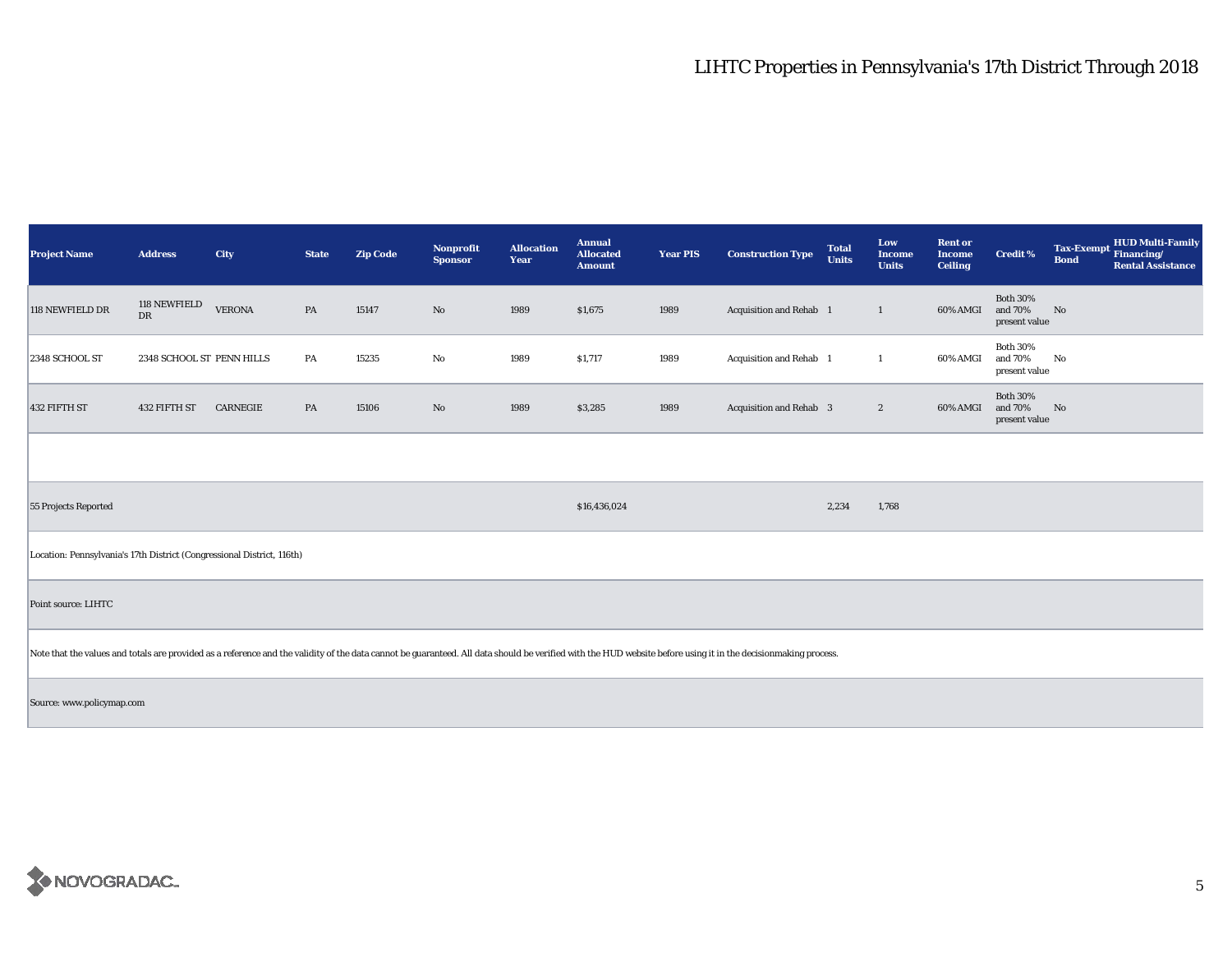# LIHTC Properties in Pennsylvania's 17th District Through 2018

| Project Name | Address | City | State | Zip Code | Nonprofit Sponsor | Allocation Year | Annual Allocated Amount | Year PIS | Construction Type | Total Units | Low Income Units | Rent or Income Ceiling | Credit % | Tax-Exempt Bond | HUD Multi-Family Financing/ Rental Assistance |
|---|---|---|---|---|---|---|---|---|---|---|---|---|---|---|---|
| 118 NEWFIELD DR | 118 NEWFIELD DR | VERONA | PA | 15147 | No | 1989 | $1,675 | 1989 | Acquisition and Rehab | 1 | 1 | 60% AMGI | Both 30% and 70% present value | No | |
| 2348 SCHOOL ST | 2348 SCHOOL ST | PENN HILLS | PA | 15235 | No | 1989 | $1,717 | 1989 | Acquisition and Rehab | 1 | 1 | 60% AMGI | Both 30% and 70% present value | No | |
| 432 FIFTH ST | 432 FIFTH ST | CARNEGIE | PA | 15106 | No | 1989 | $3,285 | 1989 | Acquisition and Rehab | 3 | 2 | 60% AMGI | Both 30% and 70% present value | No | |
| | | | | | | | | | | | | | | | |
| 55 Projects Reported | | | | | | | $16,436,024 | | | 2,234 | 1,768 | | | | |

Location: Pennsylvania's 17th District (Congressional District, 116th)

Point source: LIHTC

Note that the values and totals are provided as a reference and the validity of the data cannot be guaranteed. All data should be verified with the HUD website before using it in the decisionmaking process.

Source: www.policymap.com